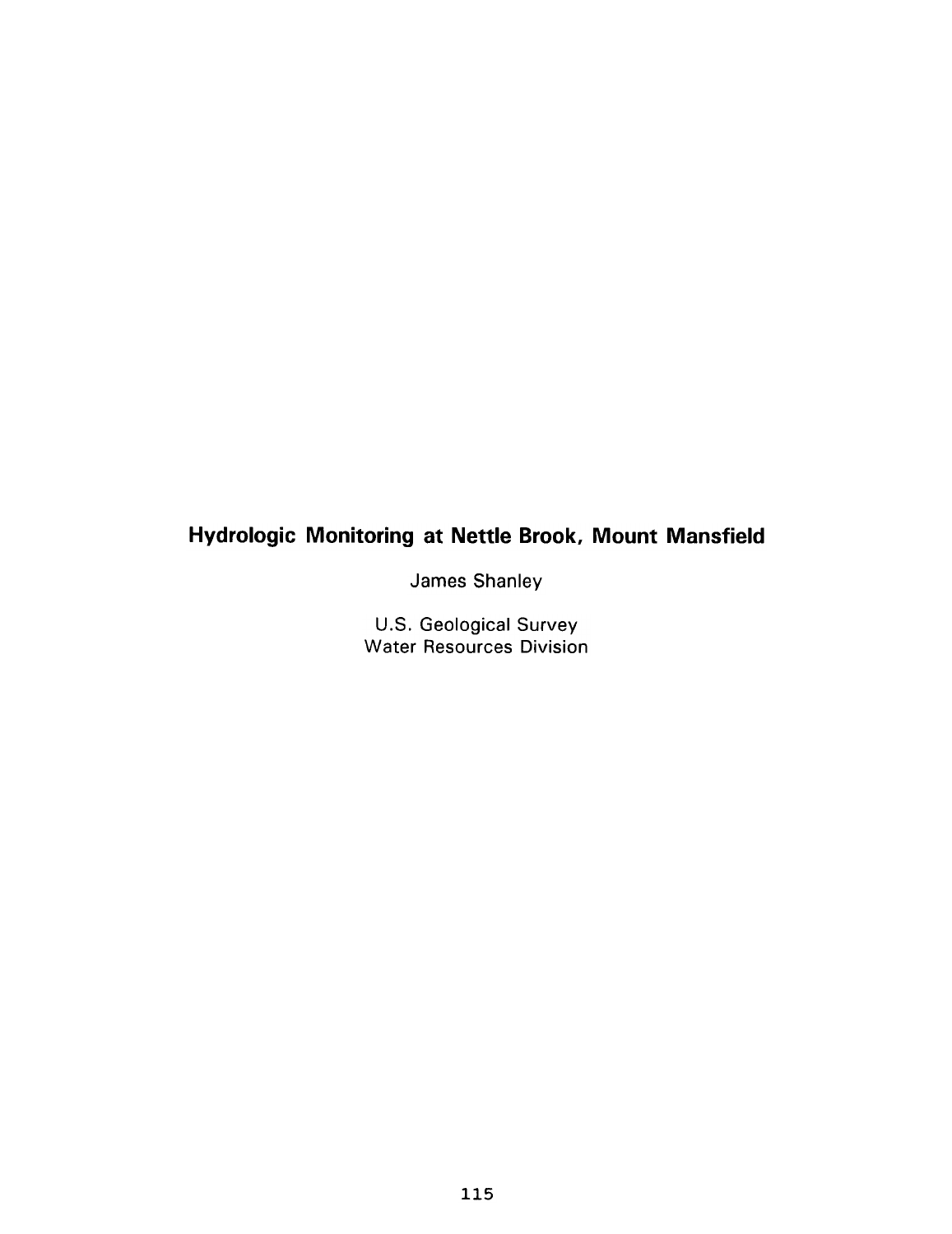# Hydrologic Monitoring at Nettle Brook, Mount Mansfield

James Shanley

U.S. Geological Survey
Water Resources Division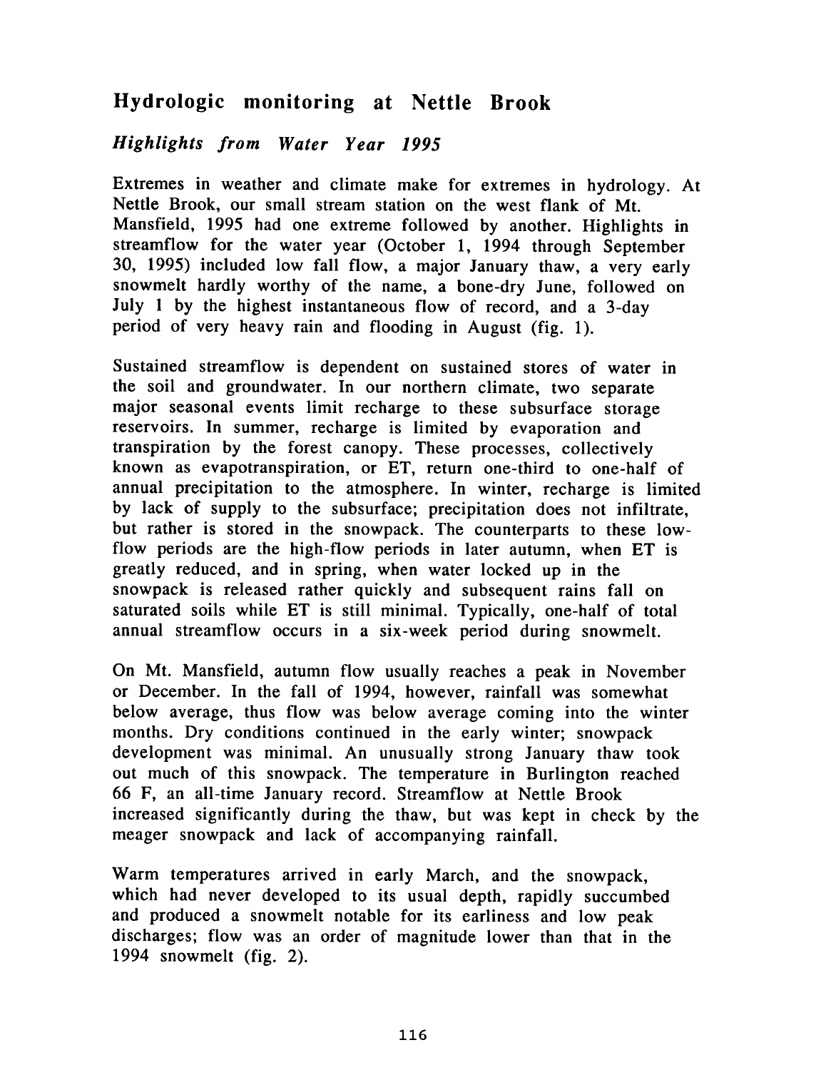## Hydrologic monitoring at Nettle Brook

### *Highlights from Water Year 1995*

Extremes in weather and climate make for extremes in hydrology. At Nettle Brook, our small stream station on the west flank of Mt. Mansfield, 1995 had one extreme followed by another. Highlights in streamflow for the water year (October 1, 1994 through September 30, 1995) included low fall flow, a major January thaw, a very early snowmelt hardly worthy of the name, a bone-dry June, followed on July 1 by the highest instantaneous flow of record, and a 3-day period of very heavy rain and flooding in August (fig. 1).

Sustained streamflow is dependent on sustained stores of water in the soil and groundwater. In our northern climate, two separate major seasonal events limit recharge to these subsurface storage reservoirs. In summer, recharge is limited by evaporation and transpiration by the forest canopy. These processes, collectively known as evapotranspiration, or ET, return one-third to one-half of annual precipitation to the atmosphere. In winter, recharge is limited by lack of supply to the subsurface; precipitation does not infiltrate, but rather is stored in the snowpack. The counterparts to these low-flow periods are the high-flow periods in later autumn, when ET is greatly reduced, and in spring, when water locked up in the snowpack is released rather quickly and subsequent rains fall on saturated soils while ET is still minimal. Typically, one-half of total annual streamflow occurs in a six-week period during snowmelt.

On Mt. Mansfield, autumn flow usually reaches a peak in November or December. In the fall of 1994, however, rainfall was somewhat below average, thus flow was below average coming into the winter months. Dry conditions continued in the early winter; snowpack development was minimal. An unusually strong January thaw took out much of this snowpack. The temperature in Burlington reached 66 F, an all-time January record. Streamflow at Nettle Brook increased significantly during the thaw, but was kept in check by the meager snowpack and lack of accompanying rainfall.

Warm temperatures arrived in early March, and the snowpack, which had never developed to its usual depth, rapidly succumbed and produced a snowmelt notable for its earliness and low peak discharges; flow was an order of magnitude lower than that in the 1994 snowmelt (fig. 2).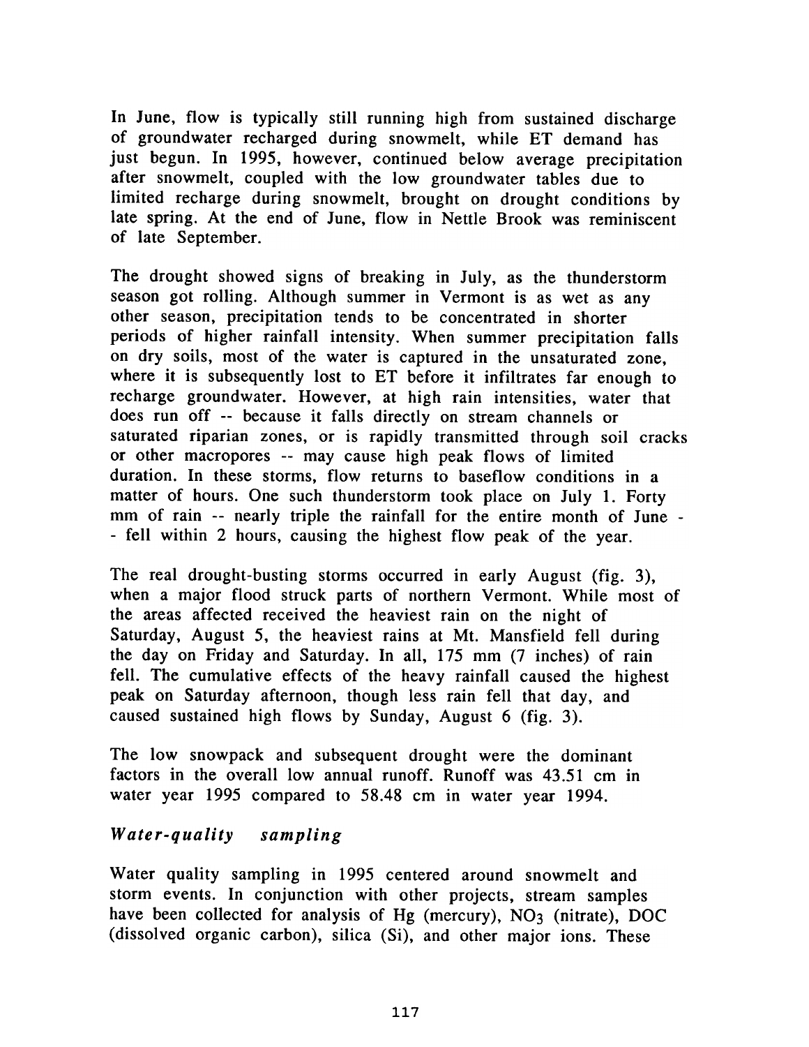In June, flow is typically still running high from sustained discharge of groundwater recharged during snowmelt, while ET demand has just begun. In 1995, however, continued below average precipitation after snowmelt, coupled with the low groundwater tables due to limited recharge during snowmelt, brought on drought conditions by late spring. At the end of June, flow in Nettle Brook was reminiscent of late September.

The drought showed signs of breaking in July, as the thunderstorm season got rolling. Although summer in Vermont is as wet as any other season, precipitation tends to be concentrated in shorter periods of higher rainfall intensity. When summer precipitation falls on dry soils, most of the water is captured in the unsaturated zone, where it is subsequently lost to ET before it infiltrates far enough to recharge groundwater. However, at high rain intensities, water that does run off -- because it falls directly on stream channels or saturated riparian zones, or is rapidly transmitted through soil cracks or other macropores -- may cause high peak flows of limited duration. In these storms, flow returns to baseflow conditions in a matter of hours. One such thunderstorm took place on July 1. Forty mm of rain -- nearly triple the rainfall for the entire month of June -- fell within 2 hours, causing the highest flow peak of the year.

The real drought-busting storms occurred in early August (fig. 3), when a major flood struck parts of northern Vermont. While most of the areas affected received the heaviest rain on the night of Saturday, August 5, the heaviest rains at Mt. Mansfield fell during the day on Friday and Saturday. In all, 175 mm (7 inches) of rain fell. The cumulative effects of the heavy rainfall caused the highest peak on Saturday afternoon, though less rain fell that day, and caused sustained high flows by Sunday, August 6 (fig. 3).

The low snowpack and subsequent drought were the dominant factors in the overall low annual runoff. Runoff was 43.51 cm in water year 1995 compared to 58.48 cm in water year 1994.

### *Water-quality sampling*

Water quality sampling in 1995 centered around snowmelt and storm events. In conjunction with other projects, stream samples have been collected for analysis of Hg (mercury), $NO_3$ (nitrate), DOC (dissolved organic carbon), silica (Si), and other major ions. These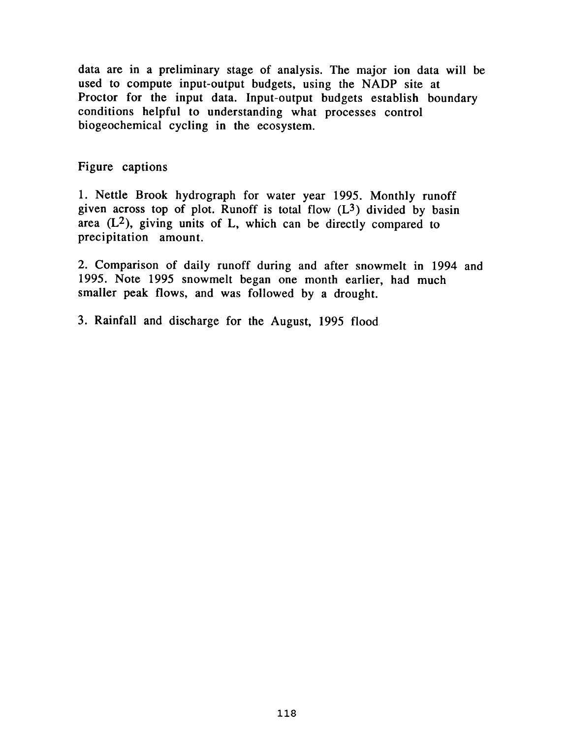data are in a preliminary stage of analysis. The major ion data will be used to compute input-output budgets, using the NADP site at Proctor for the input data. Input-output budgets establish boundary conditions helpful to understanding what processes control biogeochemical cycling in the ecosystem.

## Figure captions

1. Nettle Brook hydrograph for water year 1995. Monthly runoff given across top of plot. Runoff is total flow ($L^3$) divided by basin area ($L^2$), giving units of L, which can be directly compared to precipitation amount.

2. Comparison of daily runoff during and after snowmelt in 1994 and 1995. Note 1995 snowmelt began one month earlier, had much smaller peak flows, and was followed by a drought.

3. Rainfall and discharge for the August, 1995 flood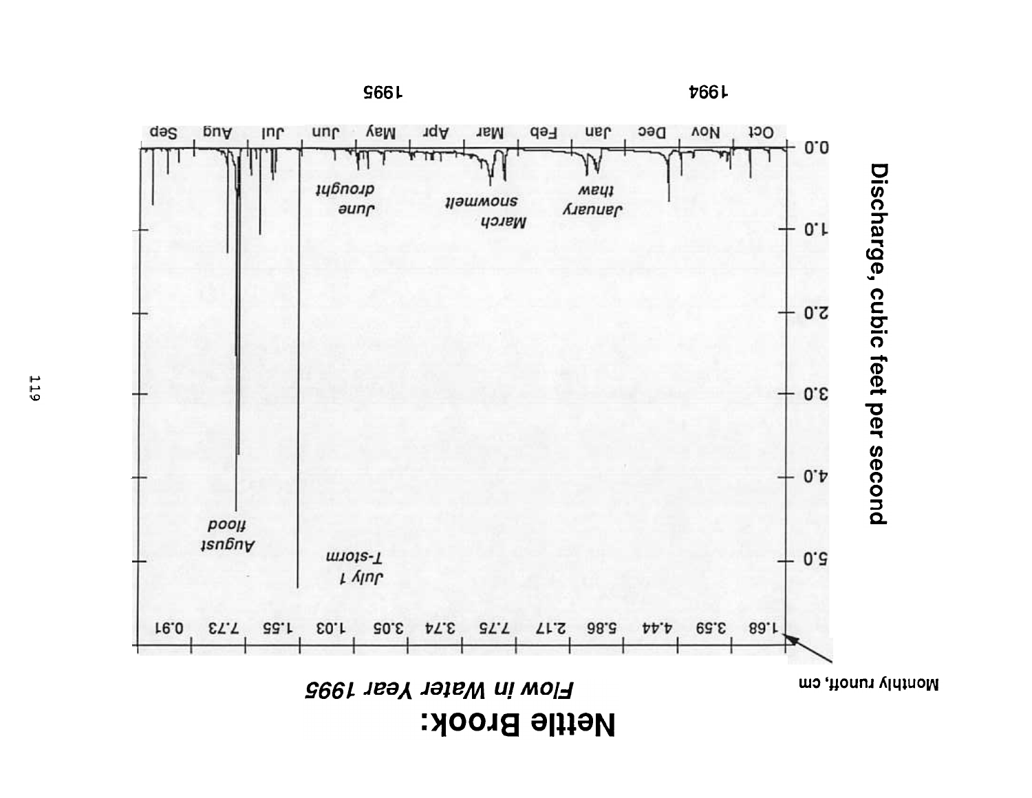# Nettle Brook:

*Flow in Water Year 1995*

Discharge, cubic feet per second

0.0, 1.0, 2.0, 3.0, 4.0, 5.0

1994 — Oct, Nov, Dec, Jan, Feb, Mar, Apr, May, Jun, Jul, Aug, Sep — 1995

*January thaw*

*March snowmelt*

*June drought*

*July 1 T-storm*

*August flood*

Monthly runoff, cm

| Oct | Nov | Dec | Jan | Feb | Mar | Apr | May | Jun | Jul | Aug | Sep |
|---|---|---|---|---|---|---|---|---|---|---|---|
| 1.68 | 3.59 | 4.44 | 5.86 | 2.17 | 7.75 | 3.74 | 3.05 | 1.03 | 1.55 | 7.73 | 0.91 |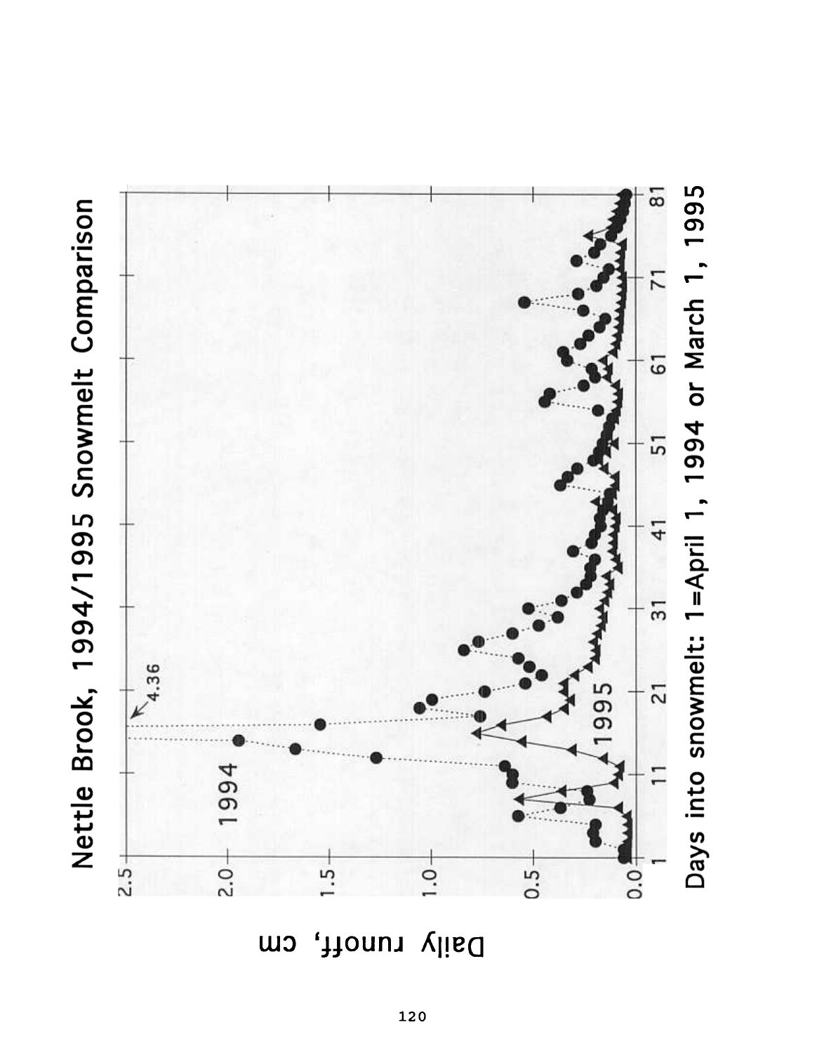# Nettle Brook, 1994/1995 Snowmelt Comparison

Daily runoff, cm

Days into snowmelt: 1=April 1, 1994 or March 1, 1995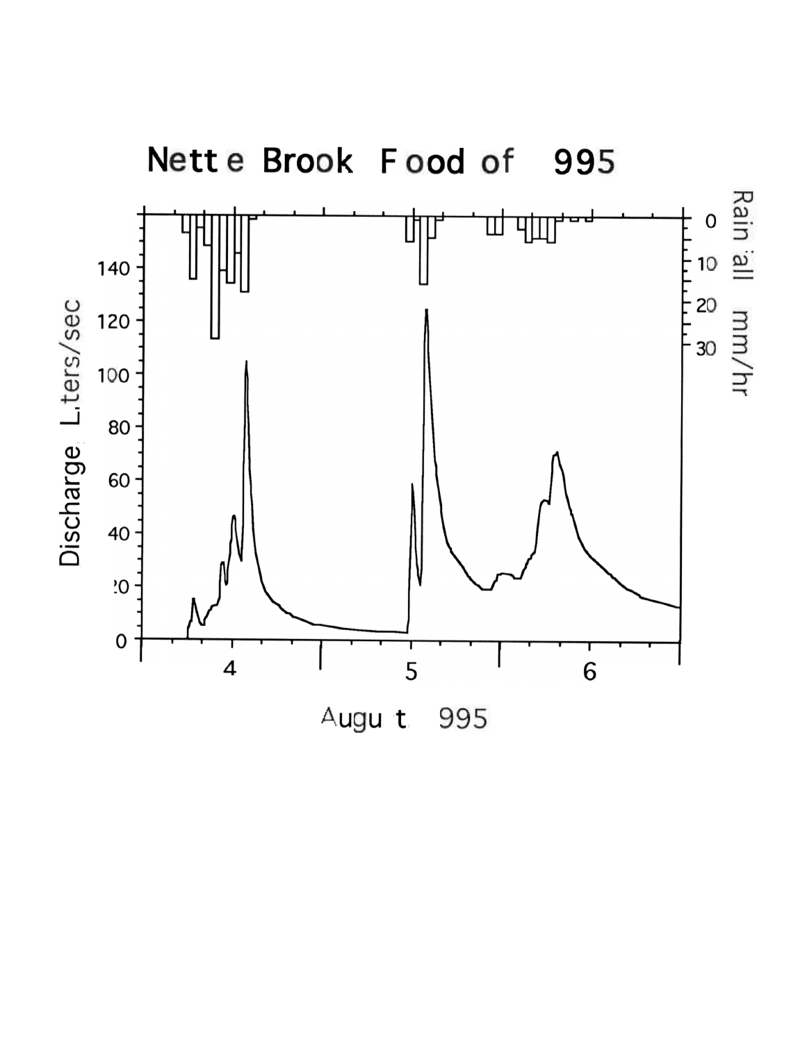Nett e Brook F ood of 995

Discharge L.ters/sec

0
:0
40
60
80
100
120
140

Rain 'all mm/hr

0
10
20
30

4
5
6

Augu t. 995